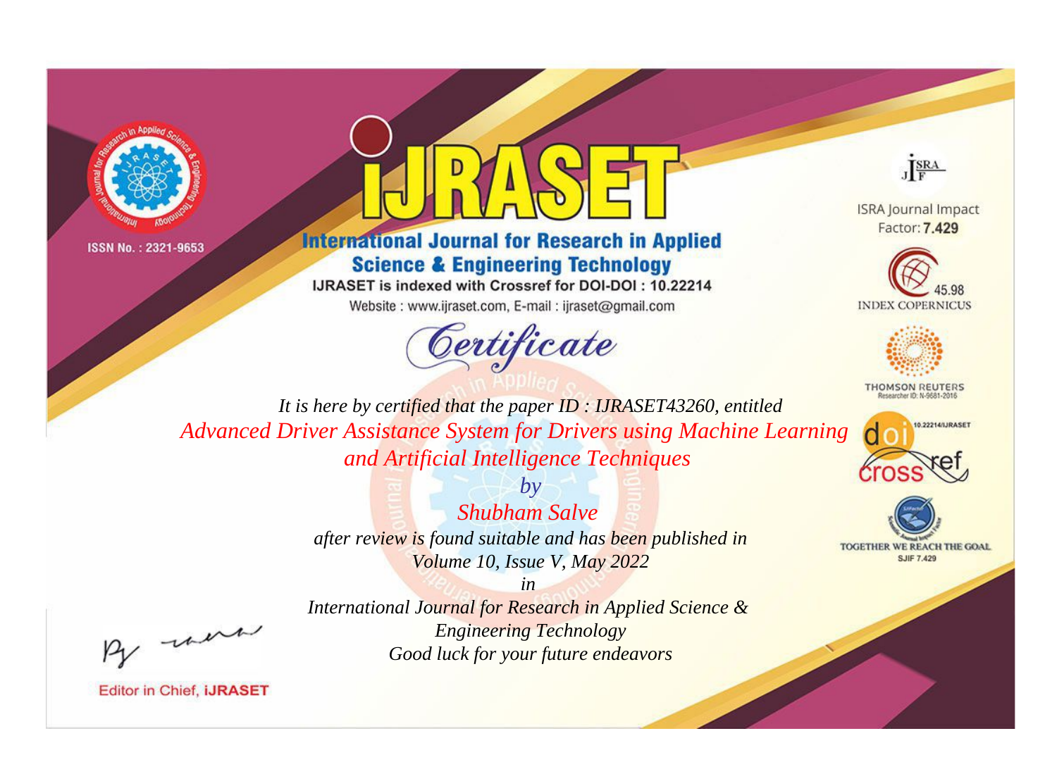ISSN No. : 2321-9653

# IJRASET

## International Journal for Research in Applied Science & Engineering Technology

IJRASET is indexed with Crossref for DOI-DOI : 10.22214

Website : www.ijraset.com, E-mail : ijraset@gmail.com

ISRA Journal Impact Factor: **7.429**

45.98 INDEX COPERNICUS

THOMSON REUTERS Researcher ID: N-9681-2016

10.22214/IJRASET

TOGETHER WE REACH THE GOAL SJIF 7.429

## *Certificate*

*It is here by certified that the paper ID : IJRASET43260, entitled*

*Advanced Driver Assistance System for Drivers using Machine Learning and Artificial Intelligence Techniques*

*by*

*Shubham Salve*

*after review is found suitable and has been published in*

*Volume 10, Issue V, May 2022*

*in*

*International Journal for Research in Applied Science & Engineering Technology*

*Good luck for your future endeavors*

Editor in Chief, **iJRASET**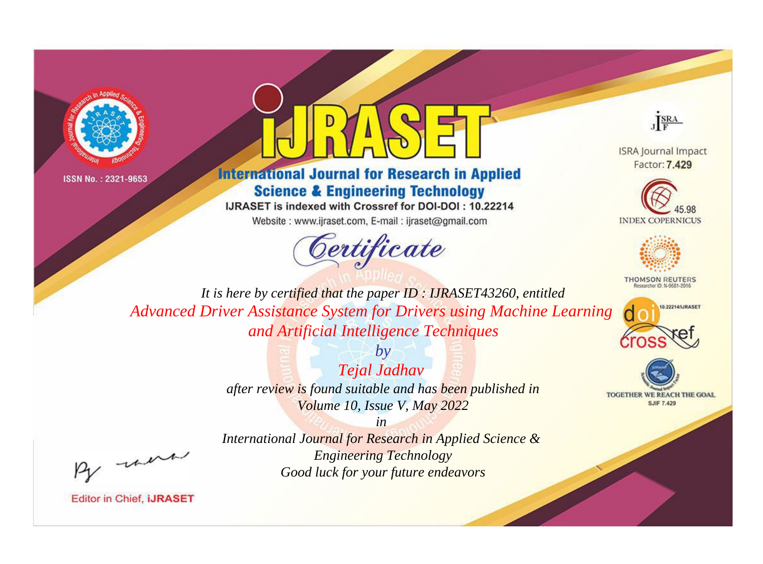ISSN No. : 2321-9653

# IJRASET

## International Journal for Research in Applied Science & Engineering Technology

IJRASET is indexed with Crossref for DOI-DOI : 10.22214

Website : www.ijraset.com, E-mail : ijraset@gmail.com

ISRA Journal Impact Factor: **7.429**

45.98 INDEX COPERNICUS

THOMSON REUTERS Researcher ID: N-9681-2016

10.22214/IJRASET

TOGETHER WE REACH THE GOAL SJIF 7.429

*Certificate*

*It is here by certified that the paper ID : IJRASET43260, entitled*

*Advanced Driver Assistance System for Drivers using Machine Learning and Artificial Intelligence Techniques*

*by*

*Tejal Jadhav*

*after review is found suitable and has been published in*

*Volume 10, Issue V, May 2022*

*in*

*International Journal for Research in Applied Science & Engineering Technology*

*Good luck for your future endeavors*

Editor in Chief, **iJRASET**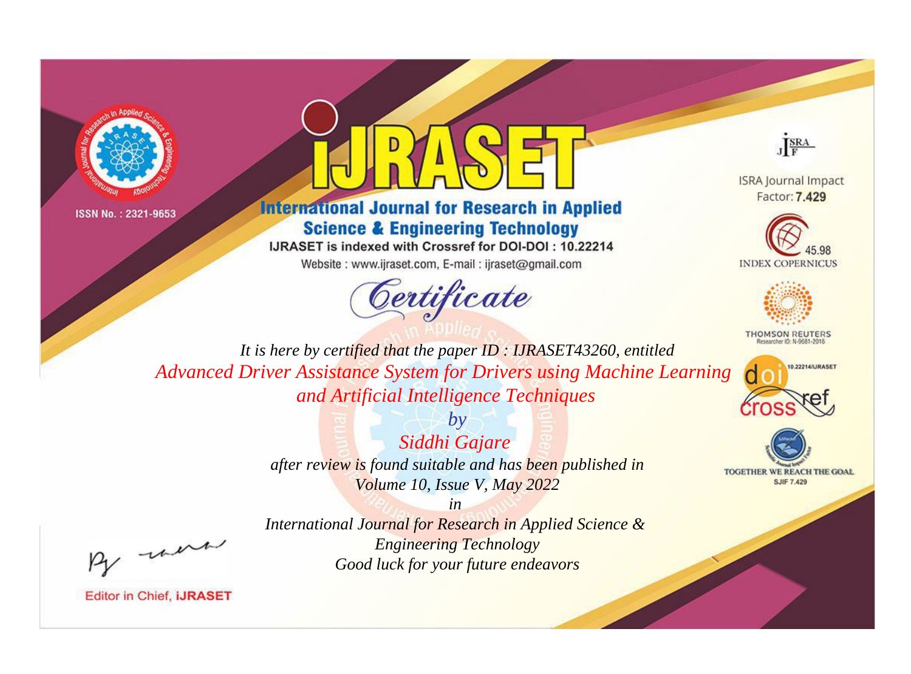ISSN No. : 2321-9653

# iJRASET

**International Journal for Research in Applied Science & Engineering Technology**

IJRASET is indexed with Crossref for DOI-DOI : 10.22214

Website : www.ijraset.com, E-mail : ijraset@gmail.com

ISRA Journal Impact Factor: **7.429**

45.98 INDEX COPERNICUS

THOMSON REUTERS Researcher ID: N-9681-2016

10.22214/IJRASET

TOGETHER WE REACH THE GOAL SJIF 7.429

## *Certificate*

*It is here by certified that the paper ID : IJRASET43260, entitled*

*Advanced Driver Assistance System for Drivers using Machine Learning and Artificial Intelligence Techniques*

*by*

*Siddhi Gajare*

*after review is found suitable and has been published in*

*Volume 10, Issue V, May 2022*

*in*

*International Journal for Research in Applied Science & Engineering Technology*

*Good luck for your future endeavors*

Editor in Chief, **iJRASET**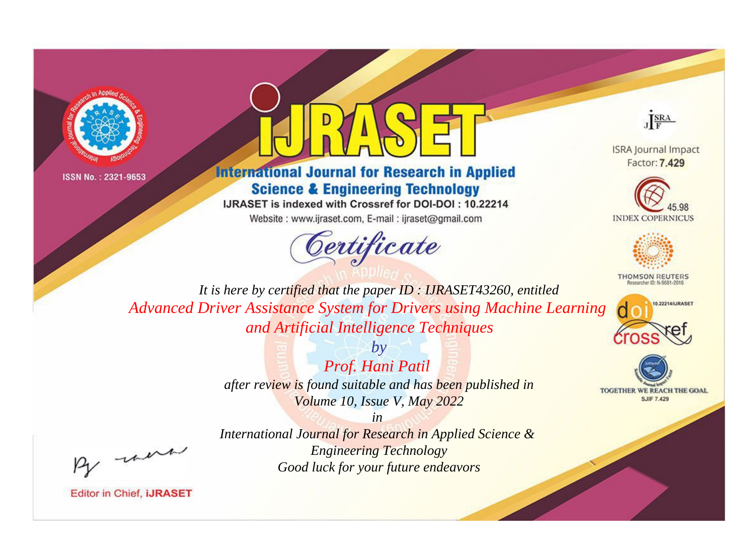ISSN No. : 2321-9653

# iJRASET

## International Journal for Research in Applied Science & Engineering Technology

IJRASET is indexed with Crossref for DOI-DOI : 10.22214

Website : www.ijraset.com, E-mail : ijraset@gmail.com

ISRA Journal Impact Factor: **7.429**

45.98 INDEX COPERNICUS

THOMSON REUTERS Researcher ID: N-9681-2016

10.22214/IJRASET

TOGETHER WE REACH THE GOAL SJIF 7.429

## *Certificate*

*It is here by certified that the paper ID : IJRASET43260, entitled*

*Advanced Driver Assistance System for Drivers using Machine Learning and Artificial Intelligence Techniques*

*by*

*Prof. Hani Patil*

*after review is found suitable and has been published in Volume 10, Issue V, May 2022*

*in*

*International Journal for Research in Applied Science & Engineering Technology*

*Good luck for your future endeavors*

Editor in Chief, **iJRASET**